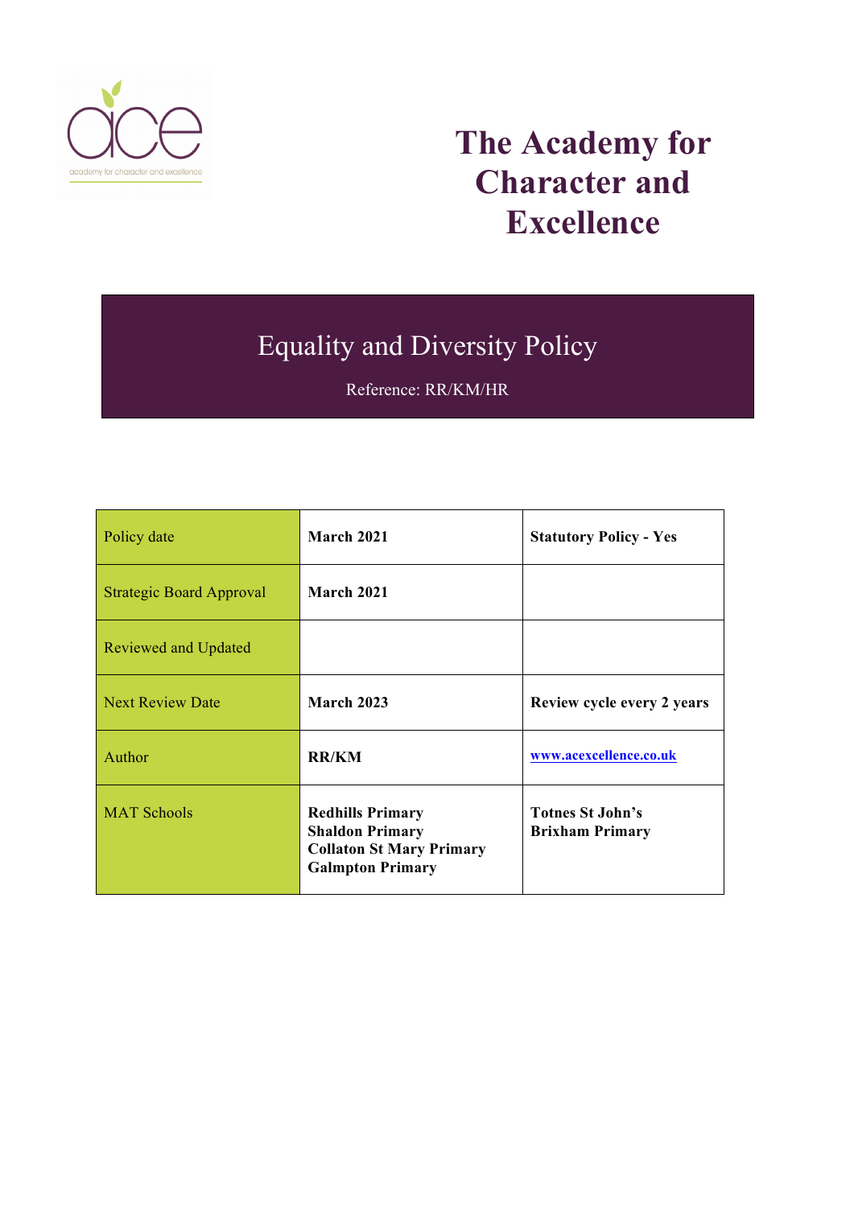# The Academy for Character and Excellence

## Equality and Diversity Policy

Reference: RR/KM/HR

| Policy date | **March 2021** | **Statutory Policy - Yes** |
|---|---|---|
| Strategic Board Approval | **March 2021** | |
| Reviewed and Updated | | |
| Next Review Date | **March 2023** | **Review cycle every 2 years** |
| Author | **RR/KM** | **www.acexcellence.co.uk** |
| MAT Schools | **Redhills Primary**<br>**Shaldon Primary**<br>**Collaton St Mary Primary**<br>**Galmpton Primary** | **Totnes St John's**<br>**Brixham Primary** |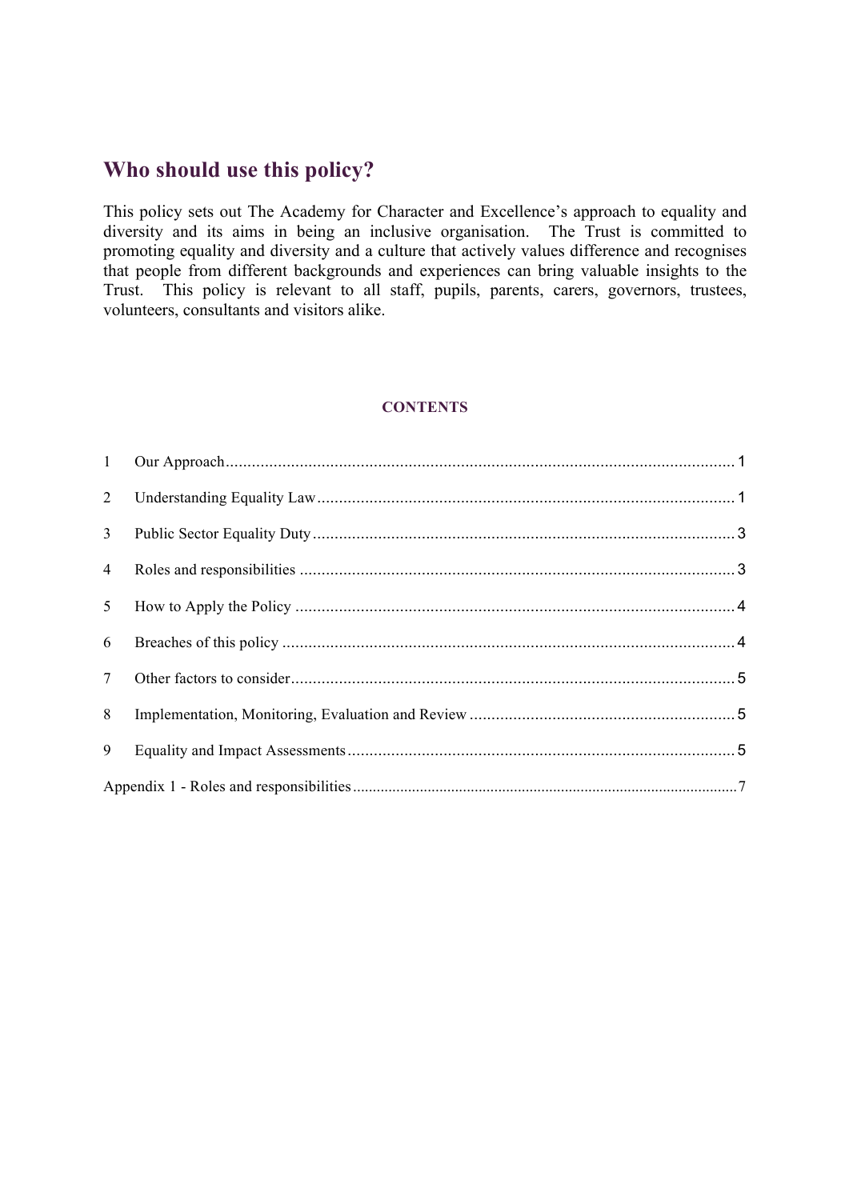## Who should use this policy?

This policy sets out The Academy for Character and Excellence's approach to equality and diversity and its aims in being an inclusive organisation. The Trust is committed to promoting equality and diversity and a culture that actively values difference and recognises that people from different backgrounds and experiences can bring valuable insights to the Trust. This policy is relevant to all staff, pupils, parents, carers, governors, trustees, volunteers, consultants and visitors alike.

### CONTENTS

1 Our Approach .......... 1

2 Understanding Equality Law .......... 1

3 Public Sector Equality Duty .......... 3

4 Roles and responsibilities .......... 3

5 How to Apply the Policy .......... 4

6 Breaches of this policy .......... 4

7 Other factors to consider .......... 5

8 Implementation, Monitoring, Evaluation and Review .......... 5

9 Equality and Impact Assessments .......... 5

Appendix 1 - Roles and responsibilities .......... 7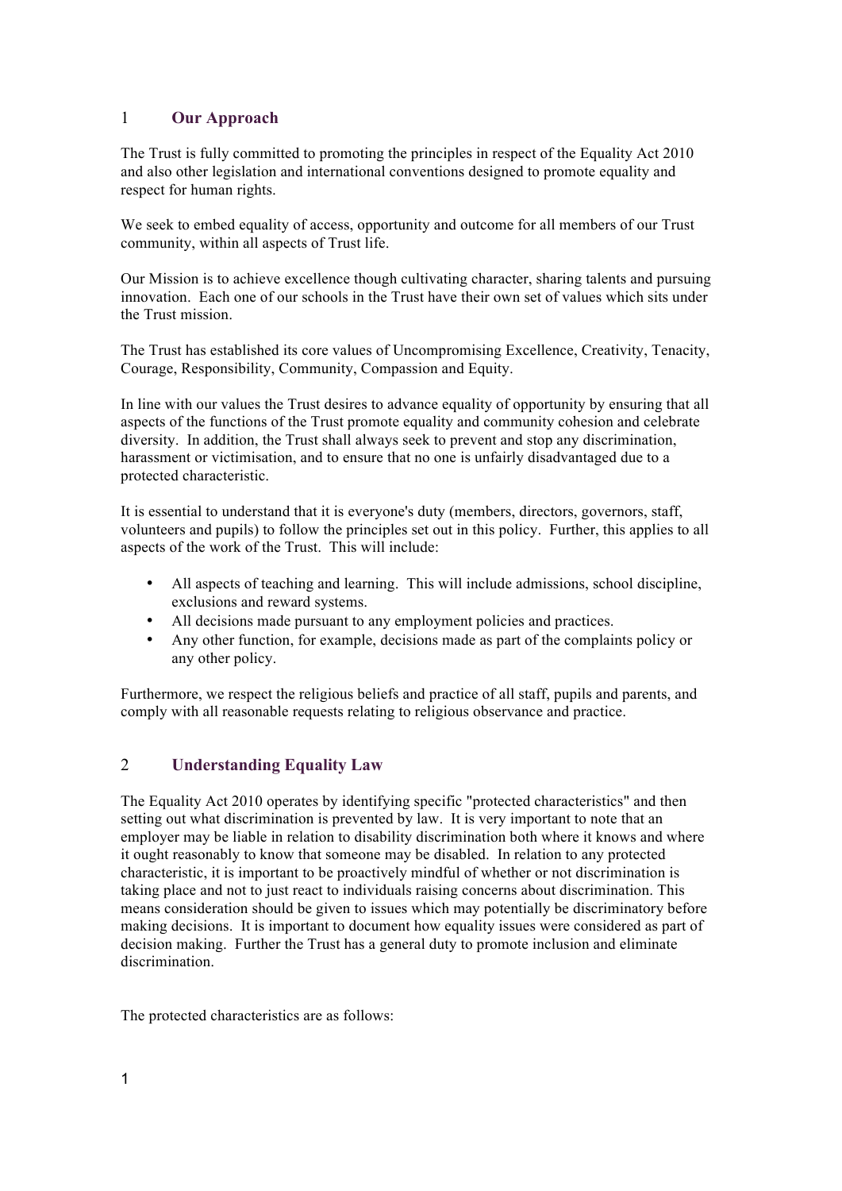## 1 Our Approach

The Trust is fully committed to promoting the principles in respect of the Equality Act 2010 and also other legislation and international conventions designed to promote equality and respect for human rights.

We seek to embed equality of access, opportunity and outcome for all members of our Trust community, within all aspects of Trust life.

Our Mission is to achieve excellence though cultivating character, sharing talents and pursuing innovation. Each one of our schools in the Trust have their own set of values which sits under the Trust mission.

The Trust has established its core values of Uncompromising Excellence, Creativity, Tenacity, Courage, Responsibility, Community, Compassion and Equity.

In line with our values the Trust desires to advance equality of opportunity by ensuring that all aspects of the functions of the Trust promote equality and community cohesion and celebrate diversity. In addition, the Trust shall always seek to prevent and stop any discrimination, harassment or victimisation, and to ensure that no one is unfairly disadvantaged due to a protected characteristic.

It is essential to understand that it is everyone's duty (members, directors, governors, staff, volunteers and pupils) to follow the principles set out in this policy. Further, this applies to all aspects of the work of the Trust. This will include:

- All aspects of teaching and learning. This will include admissions, school discipline, exclusions and reward systems.
- All decisions made pursuant to any employment policies and practices.
- Any other function, for example, decisions made as part of the complaints policy or any other policy.

Furthermore, we respect the religious beliefs and practice of all staff, pupils and parents, and comply with all reasonable requests relating to religious observance and practice.

## 2 Understanding Equality Law

The Equality Act 2010 operates by identifying specific "protected characteristics" and then setting out what discrimination is prevented by law. It is very important to note that an employer may be liable in relation to disability discrimination both where it knows and where it ought reasonably to know that someone may be disabled. In relation to any protected characteristic, it is important to be proactively mindful of whether or not discrimination is taking place and not to just react to individuals raising concerns about discrimination. This means consideration should be given to issues which may potentially be discriminatory before making decisions. It is important to document how equality issues were considered as part of decision making. Further the Trust has a general duty to promote inclusion and eliminate discrimination.

The protected characteristics are as follows: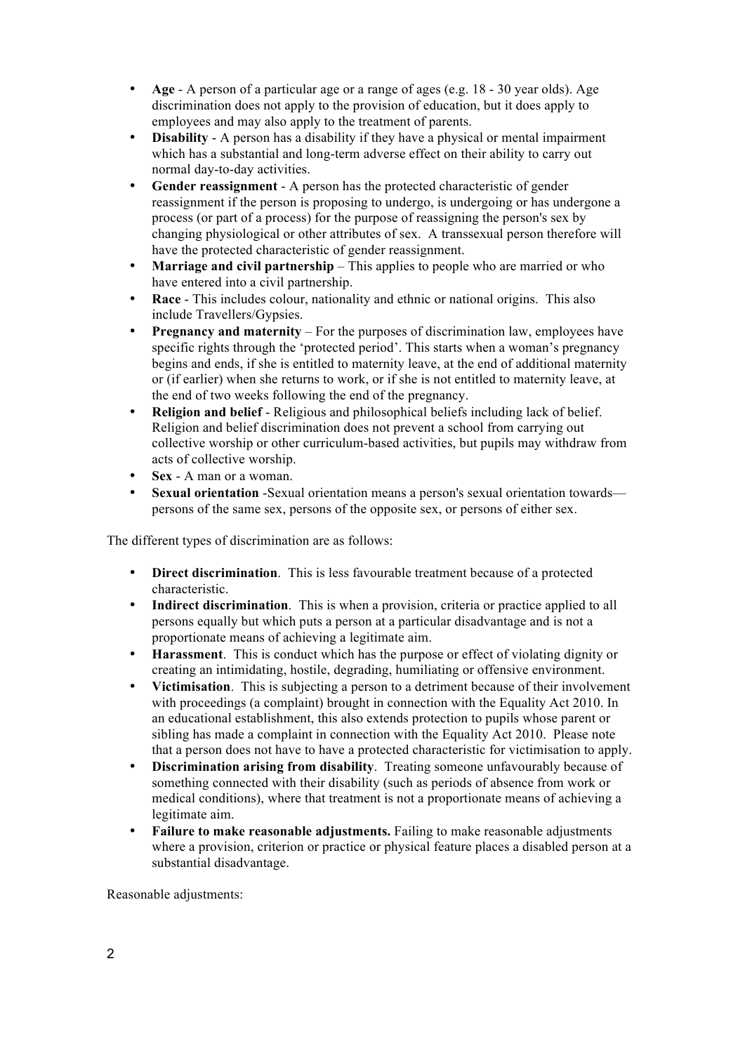- **Age** - A person of a particular age or a range of ages (e.g. 18 - 30 year olds). Age discrimination does not apply to the provision of education, but it does apply to employees and may also apply to the treatment of parents.
- **Disability** - A person has a disability if they have a physical or mental impairment which has a substantial and long-term adverse effect on their ability to carry out normal day-to-day activities.
- **Gender reassignment** - A person has the protected characteristic of gender reassignment if the person is proposing to undergo, is undergoing or has undergone a process (or part of a process) for the purpose of reassigning the person's sex by changing physiological or other attributes of sex. A transsexual person therefore will have the protected characteristic of gender reassignment.
- **Marriage and civil partnership** – This applies to people who are married or who have entered into a civil partnership.
- **Race** - This includes colour, nationality and ethnic or national origins. This also include Travellers/Gypsies.
- **Pregnancy and maternity** – For the purposes of discrimination law, employees have specific rights through the 'protected period'. This starts when a woman's pregnancy begins and ends, if she is entitled to maternity leave, at the end of additional maternity or (if earlier) when she returns to work, or if she is not entitled to maternity leave, at the end of two weeks following the end of the pregnancy.
- **Religion and belief** - Religious and philosophical beliefs including lack of belief. Religion and belief discrimination does not prevent a school from carrying out collective worship or other curriculum-based activities, but pupils may withdraw from acts of collective worship.
- **Sex** - A man or a woman.
- **Sexual orientation** -Sexual orientation means a person's sexual orientation towards—persons of the same sex, persons of the opposite sex, or persons of either sex.

The different types of discrimination are as follows:

- **Direct discrimination**. This is less favourable treatment because of a protected characteristic.
- **Indirect discrimination**. This is when a provision, criteria or practice applied to all persons equally but which puts a person at a particular disadvantage and is not a proportionate means of achieving a legitimate aim.
- **Harassment**. This is conduct which has the purpose or effect of violating dignity or creating an intimidating, hostile, degrading, humiliating or offensive environment.
- **Victimisation**. This is subjecting a person to a detriment because of their involvement with proceedings (a complaint) brought in connection with the Equality Act 2010. In an educational establishment, this also extends protection to pupils whose parent or sibling has made a complaint in connection with the Equality Act 2010. Please note that a person does not have to have a protected characteristic for victimisation to apply.
- **Discrimination arising from disability**. Treating someone unfavourably because of something connected with their disability (such as periods of absence from work or medical conditions), where that treatment is not a proportionate means of achieving a legitimate aim.
- **Failure to make reasonable adjustments.** Failing to make reasonable adjustments where a provision, criterion or practice or physical feature places a disabled person at a substantial disadvantage.

Reasonable adjustments: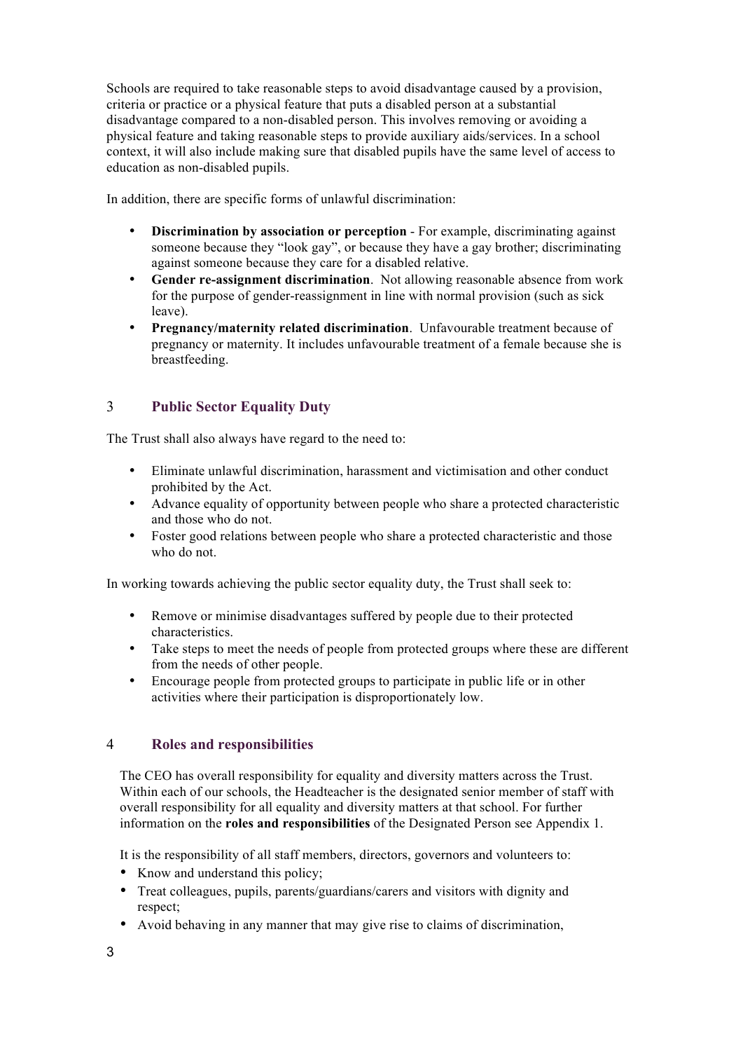Schools are required to take reasonable steps to avoid disadvantage caused by a provision, criteria or practice or a physical feature that puts a disabled person at a substantial disadvantage compared to a non-disabled person. This involves removing or avoiding a physical feature and taking reasonable steps to provide auxiliary aids/services. In a school context, it will also include making sure that disabled pupils have the same level of access to education as non-disabled pupils.

In addition, there are specific forms of unlawful discrimination:

- **Discrimination by association or perception** - For example, discriminating against someone because they "look gay", or because they have a gay brother; discriminating against someone because they care for a disabled relative.
- **Gender re-assignment discrimination**. Not allowing reasonable absence from work for the purpose of gender-reassignment in line with normal provision (such as sick leave).
- **Pregnancy/maternity related discrimination**. Unfavourable treatment because of pregnancy or maternity. It includes unfavourable treatment of a female because she is breastfeeding.

## 3 Public Sector Equality Duty

The Trust shall also always have regard to the need to:

- Eliminate unlawful discrimination, harassment and victimisation and other conduct prohibited by the Act.
- Advance equality of opportunity between people who share a protected characteristic and those who do not.
- Foster good relations between people who share a protected characteristic and those who do not.

In working towards achieving the public sector equality duty, the Trust shall seek to:

- Remove or minimise disadvantages suffered by people due to their protected characteristics.
- Take steps to meet the needs of people from protected groups where these are different from the needs of other people.
- Encourage people from protected groups to participate in public life or in other activities where their participation is disproportionately low.

## 4 Roles and responsibilities

The CEO has overall responsibility for equality and diversity matters across the Trust. Within each of our schools, the Headteacher is the designated senior member of staff with overall responsibility for all equality and diversity matters at that school. For further information on the **roles and responsibilities** of the Designated Person see Appendix 1.

It is the responsibility of all staff members, directors, governors and volunteers to:

- Know and understand this policy;
- Treat colleagues, pupils, parents/guardians/carers and visitors with dignity and respect;
- Avoid behaving in any manner that may give rise to claims of discrimination,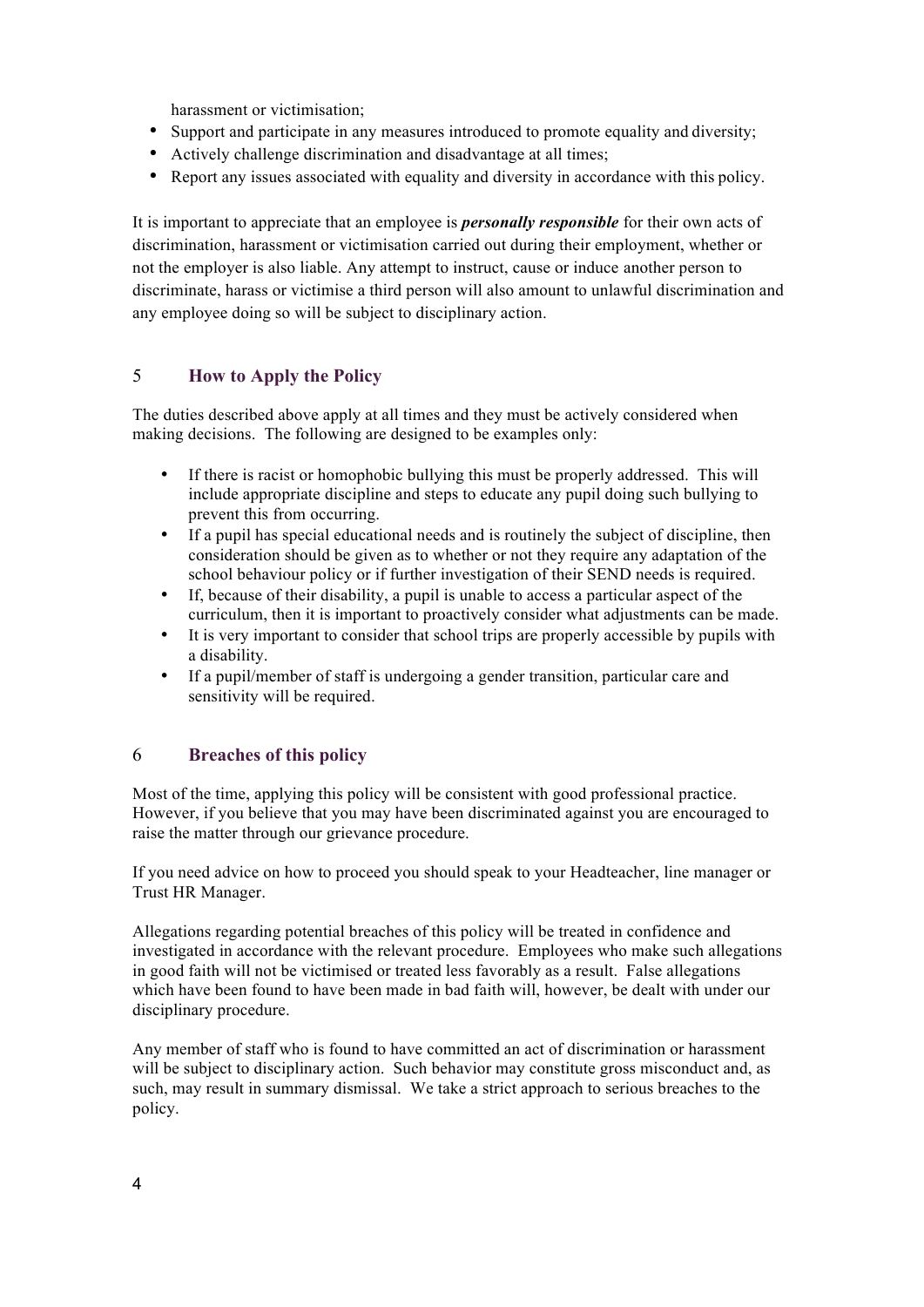harassment or victimisation;

- Support and participate in any measures introduced to promote equality and diversity;
- Actively challenge discrimination and disadvantage at all times;
- Report any issues associated with equality and diversity in accordance with this policy.

It is important to appreciate that an employee is ***personally responsible*** for their own acts of discrimination, harassment or victimisation carried out during their employment, whether or not the employer is also liable. Any attempt to instruct, cause or induce another person to discriminate, harass or victimise a third person will also amount to unlawful discrimination and any employee doing so will be subject to disciplinary action.

## 5 How to Apply the Policy

The duties described above apply at all times and they must be actively considered when making decisions. The following are designed to be examples only:

- If there is racist or homophobic bullying this must be properly addressed. This will include appropriate discipline and steps to educate any pupil doing such bullying to prevent this from occurring.
- If a pupil has special educational needs and is routinely the subject of discipline, then consideration should be given as to whether or not they require any adaptation of the school behaviour policy or if further investigation of their SEND needs is required.
- If, because of their disability, a pupil is unable to access a particular aspect of the curriculum, then it is important to proactively consider what adjustments can be made.
- It is very important to consider that school trips are properly accessible by pupils with a disability.
- If a pupil/member of staff is undergoing a gender transition, particular care and sensitivity will be required.

## 6 Breaches of this policy

Most of the time, applying this policy will be consistent with good professional practice. However, if you believe that you may have been discriminated against you are encouraged to raise the matter through our grievance procedure.

If you need advice on how to proceed you should speak to your Headteacher, line manager or Trust HR Manager.

Allegations regarding potential breaches of this policy will be treated in confidence and investigated in accordance with the relevant procedure. Employees who make such allegations in good faith will not be victimised or treated less favorably as a result. False allegations which have been found to have been made in bad faith will, however, be dealt with under our disciplinary procedure.

Any member of staff who is found to have committed an act of discrimination or harassment will be subject to disciplinary action. Such behavior may constitute gross misconduct and, as such, may result in summary dismissal. We take a strict approach to serious breaches to the policy.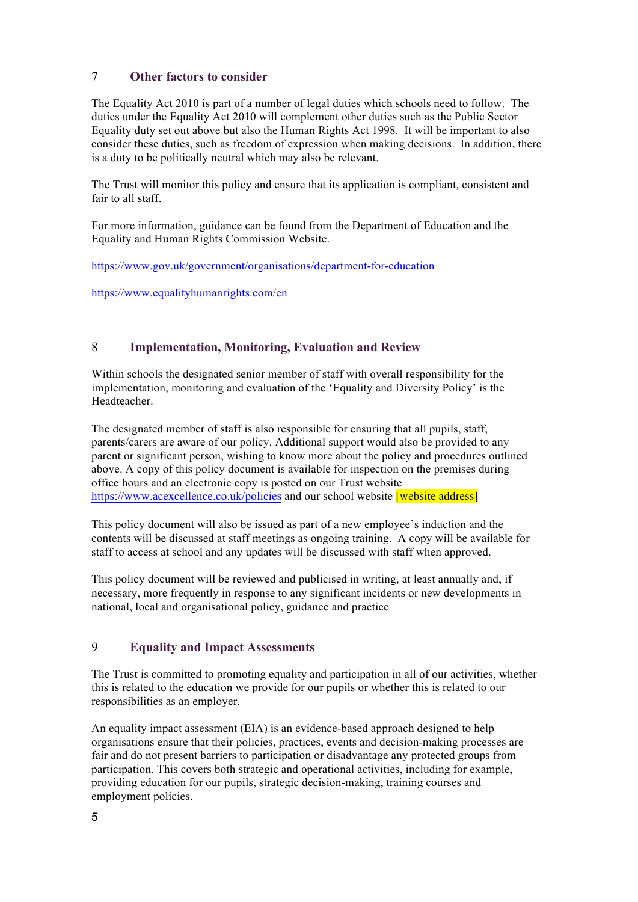## 7 Other factors to consider

The Equality Act 2010 is part of a number of legal duties which schools need to follow. The duties under the Equality Act 2010 will complement other duties such as the Public Sector Equality duty set out above but also the Human Rights Act 1998. It will be important to also consider these duties, such as freedom of expression when making decisions. In addition, there is a duty to be politically neutral which may also be relevant.

The Trust will monitor this policy and ensure that its application is compliant, consistent and fair to all staff.

For more information, guidance can be found from the Department of Education and the Equality and Human Rights Commission Website.

https://www.gov.uk/government/organisations/department-for-education

https://www.equalityhumanrights.com/en

## 8 Implementation, Monitoring, Evaluation and Review

Within schools the designated senior member of staff with overall responsibility for the implementation, monitoring and evaluation of the 'Equality and Diversity Policy' is the Headteacher.

The designated member of staff is also responsible for ensuring that all pupils, staff, parents/carers are aware of our policy. Additional support would also be provided to any parent or significant person, wishing to know more about the policy and procedures outlined above. A copy of this policy document is available for inspection on the premises during office hours and an electronic copy is posted on our Trust website https://www.acexcellence.co.uk/policies and our school website [website address]

This policy document will also be issued as part of a new employee's induction and the contents will be discussed at staff meetings as ongoing training. A copy will be available for staff to access at school and any updates will be discussed with staff when approved.

This policy document will be reviewed and publicised in writing, at least annually and, if necessary, more frequently in response to any significant incidents or new developments in national, local and organisational policy, guidance and practice

## 9 Equality and Impact Assessments

The Trust is committed to promoting equality and participation in all of our activities, whether this is related to the education we provide for our pupils or whether this is related to our responsibilities as an employer.

An equality impact assessment (EIA) is an evidence-based approach designed to help organisations ensure that their policies, practices, events and decision-making processes are fair and do not present barriers to participation or disadvantage any protected groups from participation. This covers both strategic and operational activities, including for example, providing education for our pupils, strategic decision-making, training courses and employment policies.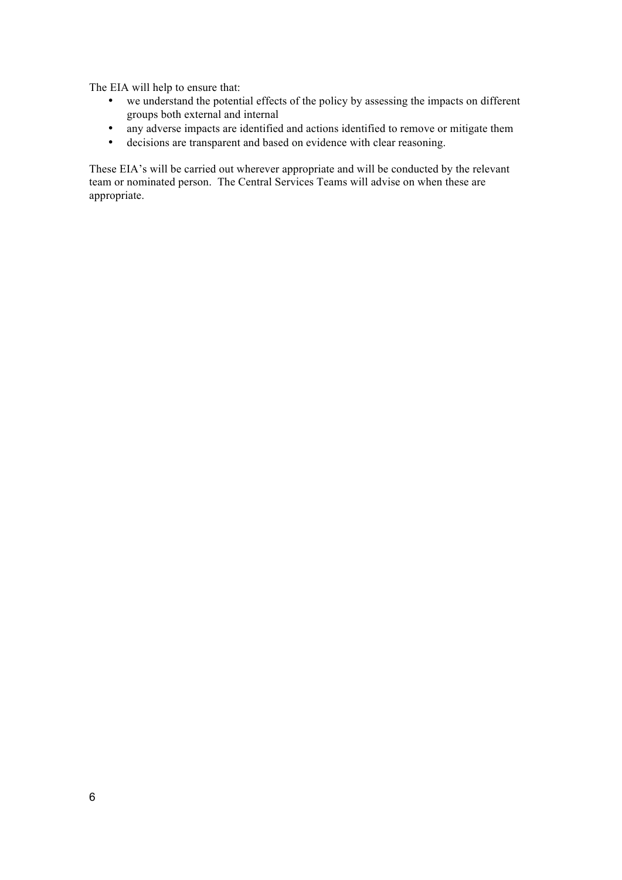The EIA will help to ensure that:

- we understand the potential effects of the policy by assessing the impacts on different groups both external and internal
- any adverse impacts are identified and actions identified to remove or mitigate them
- decisions are transparent and based on evidence with clear reasoning.

These EIA's will be carried out wherever appropriate and will be conducted by the relevant team or nominated person. The Central Services Teams will advise on when these are appropriate.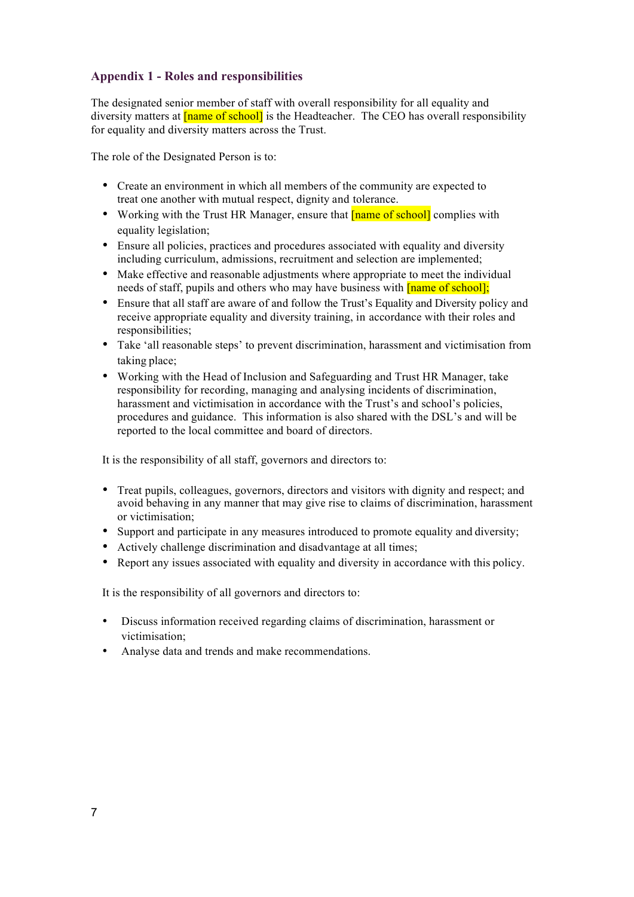## Appendix 1 - Roles and responsibilities

The designated senior member of staff with overall responsibility for all equality and diversity matters at [name of school] is the Headteacher. The CEO has overall responsibility for equality and diversity matters across the Trust.

The role of the Designated Person is to:

- Create an environment in which all members of the community are expected to treat one another with mutual respect, dignity and tolerance.
- Working with the Trust HR Manager, ensure that [name of school] complies with equality legislation;
- Ensure all policies, practices and procedures associated with equality and diversity including curriculum, admissions, recruitment and selection are implemented;
- Make effective and reasonable adjustments where appropriate to meet the individual needs of staff, pupils and others who may have business with [name of school];
- Ensure that all staff are aware of and follow the Trust's Equality and Diversity policy and receive appropriate equality and diversity training, in accordance with their roles and responsibilities;
- Take 'all reasonable steps' to prevent discrimination, harassment and victimisation from taking place;
- Working with the Head of Inclusion and Safeguarding and Trust HR Manager, take responsibility for recording, managing and analysing incidents of discrimination, harassment and victimisation in accordance with the Trust's and school's policies, procedures and guidance. This information is also shared with the DSL's and will be reported to the local committee and board of directors.

It is the responsibility of all staff, governors and directors to:

- Treat pupils, colleagues, governors, directors and visitors with dignity and respect; and avoid behaving in any manner that may give rise to claims of discrimination, harassment or victimisation;
- Support and participate in any measures introduced to promote equality and diversity;
- Actively challenge discrimination and disadvantage at all times;
- Report any issues associated with equality and diversity in accordance with this policy.

It is the responsibility of all governors and directors to:

- Discuss information received regarding claims of discrimination, harassment or victimisation;
- Analyse data and trends and make recommendations.